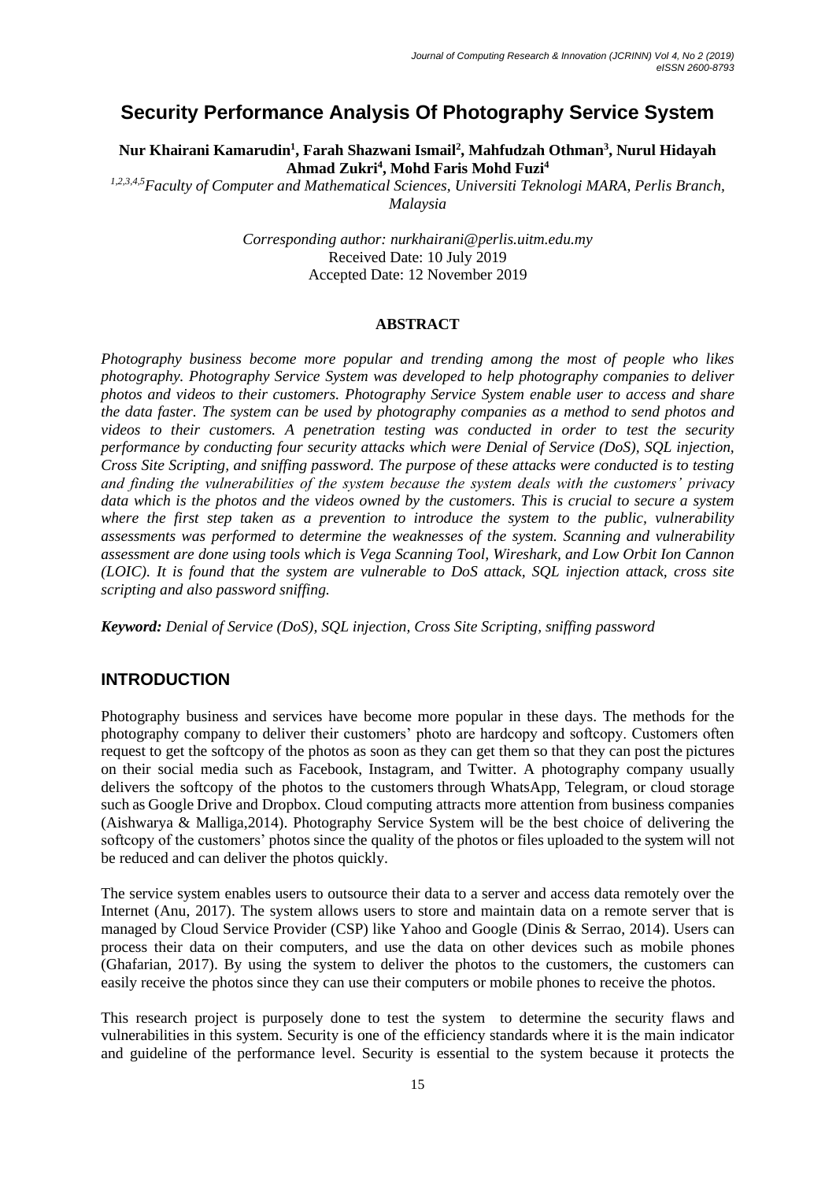# Security Performance Analysis Of Photography Service System

**Nur Khairani Kamarudin[1], Farah Shazwani Ismail[2], Mahfudzah Othman[3], Nurul Hidayah Ahmad Zukri[4], Mohd Faris Mohd Fuzi[4]**

*[1,2,3,4,5]Faculty of Computer and Mathematical Sciences, Universiti Teknologi MARA, Perlis Branch, Malaysia*

*Corresponding author: nurkhairani@perlis.uitm.edu.my*
Received Date: 10 July 2019
Accepted Date: 12 November 2019

## ABSTRACT

*Photography business become more popular and trending among the most of people who likes photography. Photography Service System was developed to help photography companies to deliver photos and videos to their customers. Photography Service System enable user to access and share the data faster. The system can be used by photography companies as a method to send photos and videos to their customers. A penetration testing was conducted in order to test the security performance by conducting four security attacks which were Denial of Service (DoS), SQL injection, Cross Site Scripting, and sniffing password. The purpose of these attacks were conducted is to testing and finding the vulnerabilities of the system because the system deals with the customers' privacy data which is the photos and the videos owned by the customers. This is crucial to secure a system where the first step taken as a prevention to introduce the system to the public, vulnerability assessments was performed to determine the weaknesses of the system. Scanning and vulnerability assessment are done using tools which is Vega Scanning Tool, Wireshark, and Low Orbit Ion Cannon (LOIC). It is found that the system are vulnerable to DoS attack, SQL injection attack, cross site scripting and also password sniffing.*

***Keyword:*** *Denial of Service (DoS), SQL injection, Cross Site Scripting, sniffing password*

## INTRODUCTION

Photography business and services have become more popular in these days. The methods for the photography company to deliver their customers' photo are hardcopy and softcopy. Customers often request to get the softcopy of the photos as soon as they can get them so that they can post the pictures on their social media such as Facebook, Instagram, and Twitter. A photography company usually delivers the softcopy of the photos to the customers through WhatsApp, Telegram, or cloud storage such as Google Drive and Dropbox. Cloud computing attracts more attention from business companies (Aishwarya & Malliga,2014). Photography Service System will be the best choice of delivering the softcopy of the customers' photos since the quality of the photos or files uploaded to the system will not be reduced and can deliver the photos quickly.

The service system enables users to outsource their data to a server and access data remotely over the Internet (Anu, 2017). The system allows users to store and maintain data on a remote server that is managed by Cloud Service Provider (CSP) like Yahoo and Google (Dinis & Serrao, 2014). Users can process their data on their computers, and use the data on other devices such as mobile phones (Ghafarian, 2017). By using the system to deliver the photos to the customers, the customers can easily receive the photos since they can use their computers or mobile phones to receive the photos.

This research project is purposely done to test the system to determine the security flaws and vulnerabilities in this system. Security is one of the efficiency standards where it is the main indicator and guideline of the performance level. Security is essential to the system because it protects the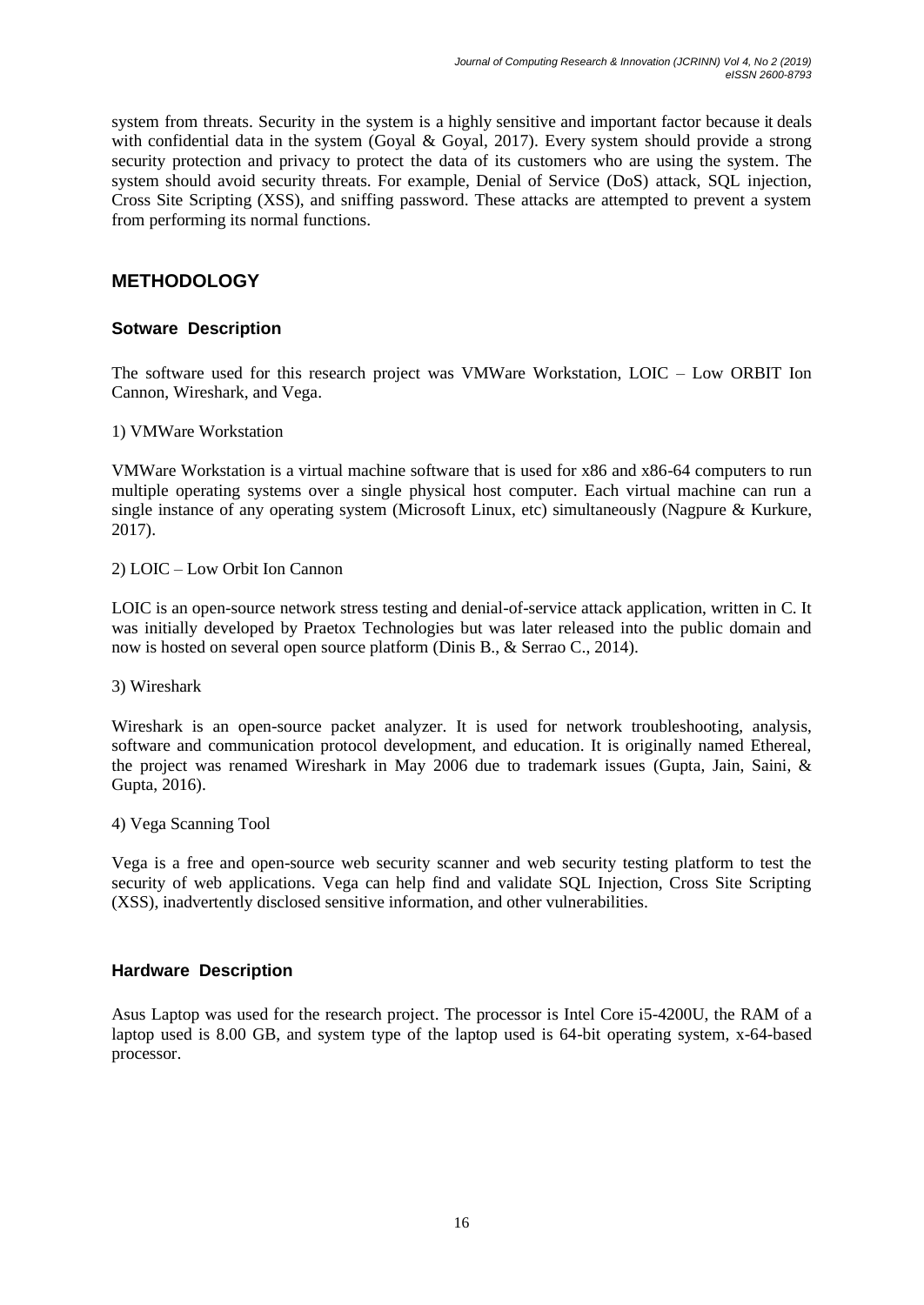system from threats. Security in the system is a highly sensitive and important factor because it deals with confidential data in the system (Goyal & Goyal, 2017). Every system should provide a strong security protection and privacy to protect the data of its customers who are using the system. The system should avoid security threats. For example, Denial of Service (DoS) attack, SQL injection, Cross Site Scripting (XSS), and sniffing password. These attacks are attempted to prevent a system from performing its normal functions.

## METHODOLOGY

### Sotware Description

The software used for this research project was VMWare Workstation, LOIC – Low ORBIT Ion Cannon, Wireshark, and Vega.

1) VMWare Workstation

VMWare Workstation is a virtual machine software that is used for x86 and x86-64 computers to run multiple operating systems over a single physical host computer. Each virtual machine can run a single instance of any operating system (Microsoft Linux, etc) simultaneously (Nagpure & Kurkure, 2017).

2) LOIC – Low Orbit Ion Cannon

LOIC is an open-source network stress testing and denial-of-service attack application, written in C. It was initially developed by Praetox Technologies but was later released into the public domain and now is hosted on several open source platform (Dinis B., & Serrao C., 2014).

3) Wireshark

Wireshark is an open-source packet analyzer. It is used for network troubleshooting, analysis, software and communication protocol development, and education. It is originally named Ethereal, the project was renamed Wireshark in May 2006 due to trademark issues (Gupta, Jain, Saini, & Gupta, 2016).

4) Vega Scanning Tool

Vega is a free and open-source web security scanner and web security testing platform to test the security of web applications. Vega can help find and validate SQL Injection, Cross Site Scripting (XSS), inadvertently disclosed sensitive information, and other vulnerabilities.

### Hardware Description

Asus Laptop was used for the research project. The processor is Intel Core i5-4200U, the RAM of a laptop used is 8.00 GB, and system type of the laptop used is 64-bit operating system, x-64-based processor.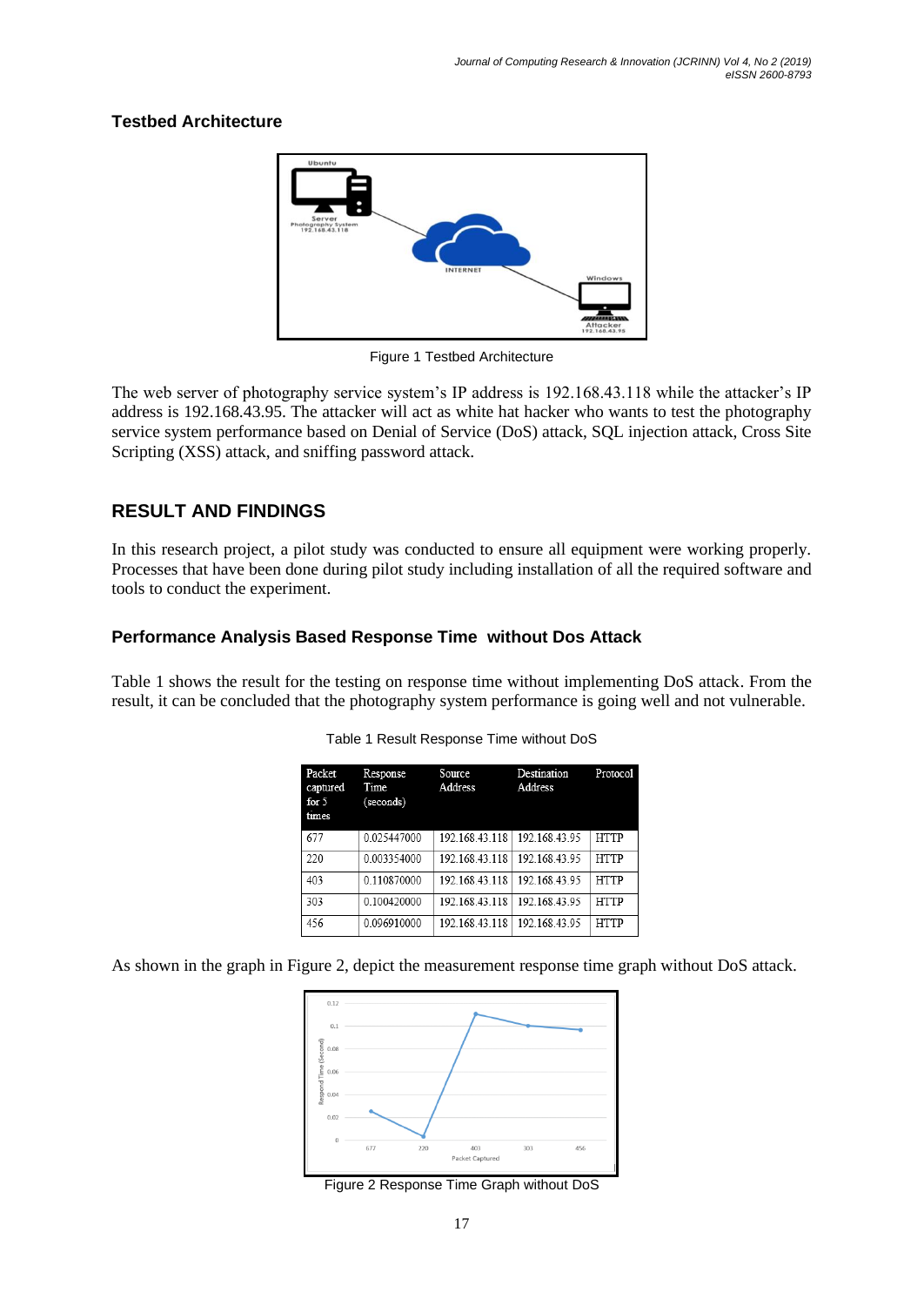### Testbed Architecture

Figure 1 Testbed Architecture

The web server of photography service system's IP address is 192.168.43.118 while the attacker's IP address is 192.168.43.95. The attacker will act as white hat hacker who wants to test the photography service system performance based on Denial of Service (DoS) attack, SQL injection attack, Cross Site Scripting (XSS) attack, and sniffing password attack.

## RESULT AND FINDINGS

In this research project, a pilot study was conducted to ensure all equipment were working properly. Processes that have been done during pilot study including installation of all the required software and tools to conduct the experiment.

### Performance Analysis Based Response Time without Dos Attack

Table 1 shows the result for the testing on response time without implementing DoS attack. From the result, it can be concluded that the photography system performance is going well and not vulnerable.

Table 1 Result Response Time without DoS

| Packet captured for 5 times | Response Time (seconds) | Source Address | Destination Address | Protocol |
|---|---|---|---|---|
| 677 | 0.025447000 | 192.168.43.118 | 192.168.43.95 | HTTP |
| 220 | 0.003354000 | 192.168.43.118 | 192.168.43.95 | HTTP |
| 403 | 0.110870000 | 192.168.43.118 | 192.168.43.95 | HTTP |
| 303 | 0.100420000 | 192.168.43.118 | 192.168.43.95 | HTTP |
| 456 | 0.096910000 | 192.168.43.118 | 192.168.43.95 | HTTP |

As shown in the graph in Figure 2, depict the measurement response time graph without DoS attack.

Figure 2 Response Time Graph without DoS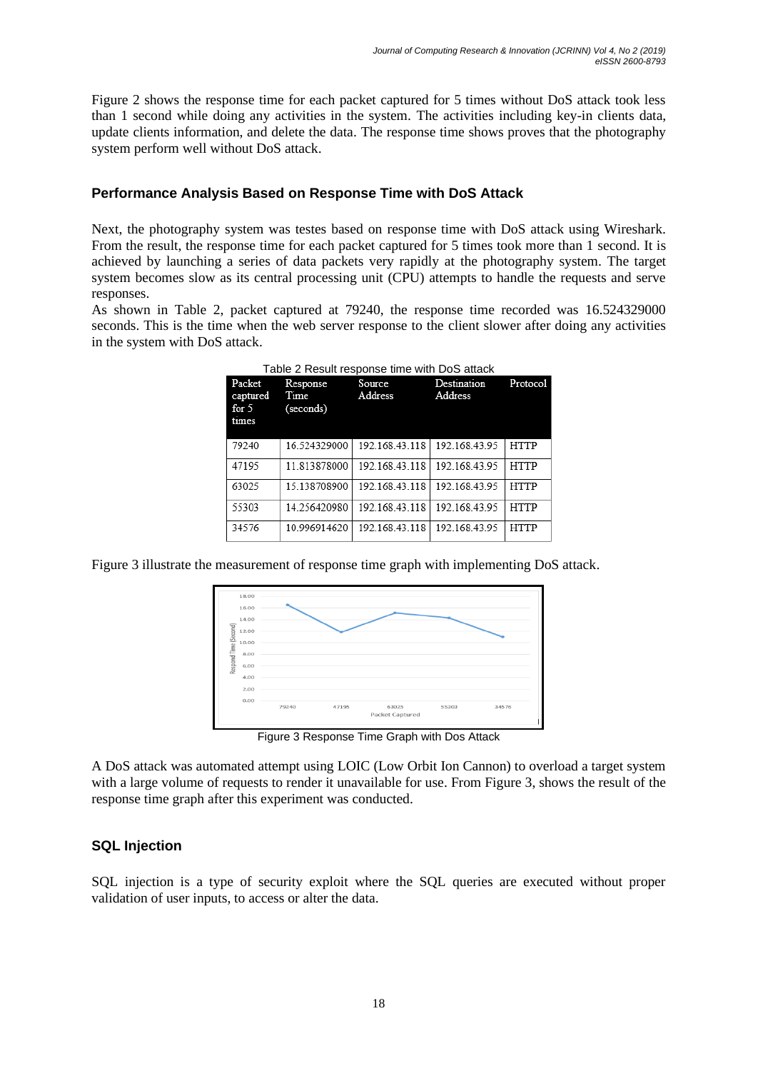Figure 2 shows the response time for each packet captured for 5 times without DoS attack took less than 1 second while doing any activities in the system. The activities including key-in clients data, update clients information, and delete the data. The response time shows proves that the photography system perform well without DoS attack.

### Performance Analysis Based on Response Time with DoS Attack

Next, the photography system was testes based on response time with DoS attack using Wireshark. From the result, the response time for each packet captured for 5 times took more than 1 second. It is achieved by launching a series of data packets very rapidly at the photography system. The target system becomes slow as its central processing unit (CPU) attempts to handle the requests and serve responses.

As shown in Table 2, packet captured at 79240, the response time recorded was 16.524329000 seconds. This is the time when the web server response to the client slower after doing any activities in the system with DoS attack.

Table 2 Result response time with DoS attack

| Packet captured for 5 times | Response Time (seconds) | Source Address | Destination Address | Protocol |
|---|---|---|---|---|
| 79240 | 16.524329000 | 192.168.43.118 | 192.168.43.95 | HTTP |
| 47195 | 11.813878000 | 192.168.43.118 | 192.168.43.95 | HTTP |
| 63025 | 15.138708900 | 192.168.43.118 | 192.168.43.95 | HTTP |
| 55303 | 14.256420980 | 192.168.43.118 | 192.168.43.95 | HTTP |
| 34576 | 10.996914620 | 192.168.43.118 | 192.168.43.95 | HTTP |

Figure 3 illustrate the measurement of response time graph with implementing DoS attack.

Figure 3 Response Time Graph with Dos Attack

A DoS attack was automated attempt using LOIC (Low Orbit Ion Cannon) to overload a target system with a large volume of requests to render it unavailable for use. From Figure 3, shows the result of the response time graph after this experiment was conducted.

### SQL Injection

SQL injection is a type of security exploit where the SQL queries are executed without proper validation of user inputs, to access or alter the data.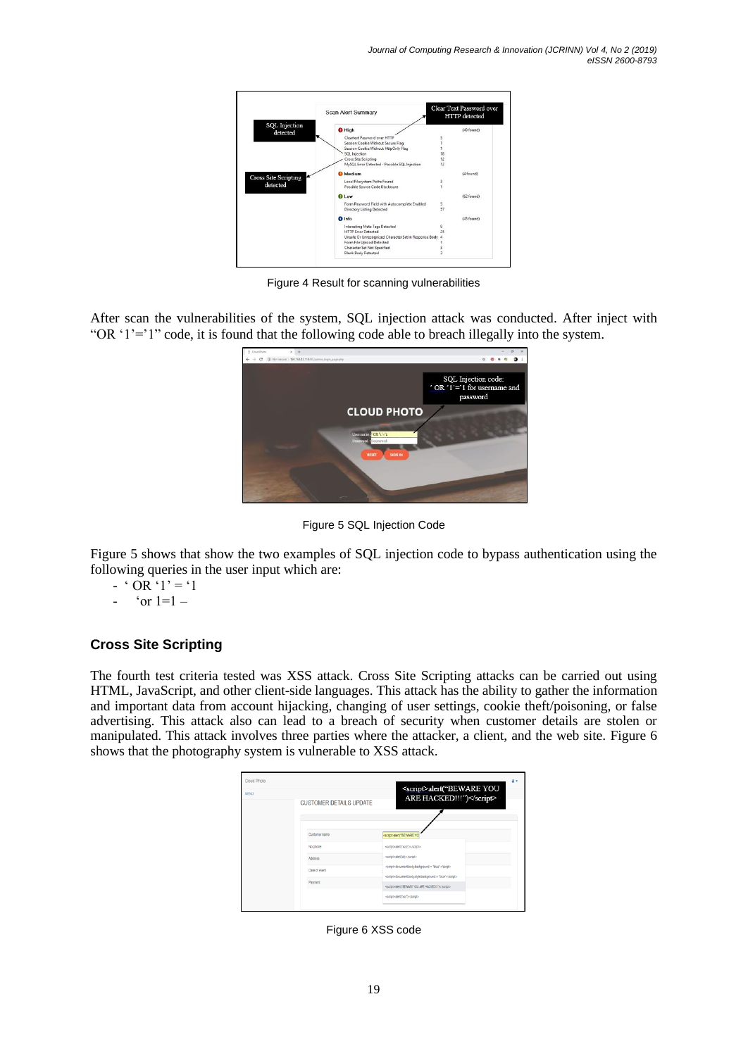Figure 4 Result for scanning vulnerabilities

After scan the vulnerabilities of the system, SQL injection attack was conducted. After inject with "OR '1'='1" code, it is found that the following code able to breach illegally into the system.

Figure 5 SQL Injection Code

Figure 5 shows that show the two examples of SQL injection code to bypass authentication using the following queries in the user input which are:

- ' OR '1' = '1
- 'or 1=1 –

### Cross Site Scripting

The fourth test criteria tested was XSS attack. Cross Site Scripting attacks can be carried out using HTML, JavaScript, and other client-side languages. This attack has the ability to gather the information and important data from account hijacking, changing of user settings, cookie theft/poisoning, or false advertising. This attack also can lead to a breach of security when customer details are stolen or manipulated. This attack involves three parties where the attacker, a client, and the web site. Figure 6 shows that the photography system is vulnerable to XSS attack.

Figure 6 XSS code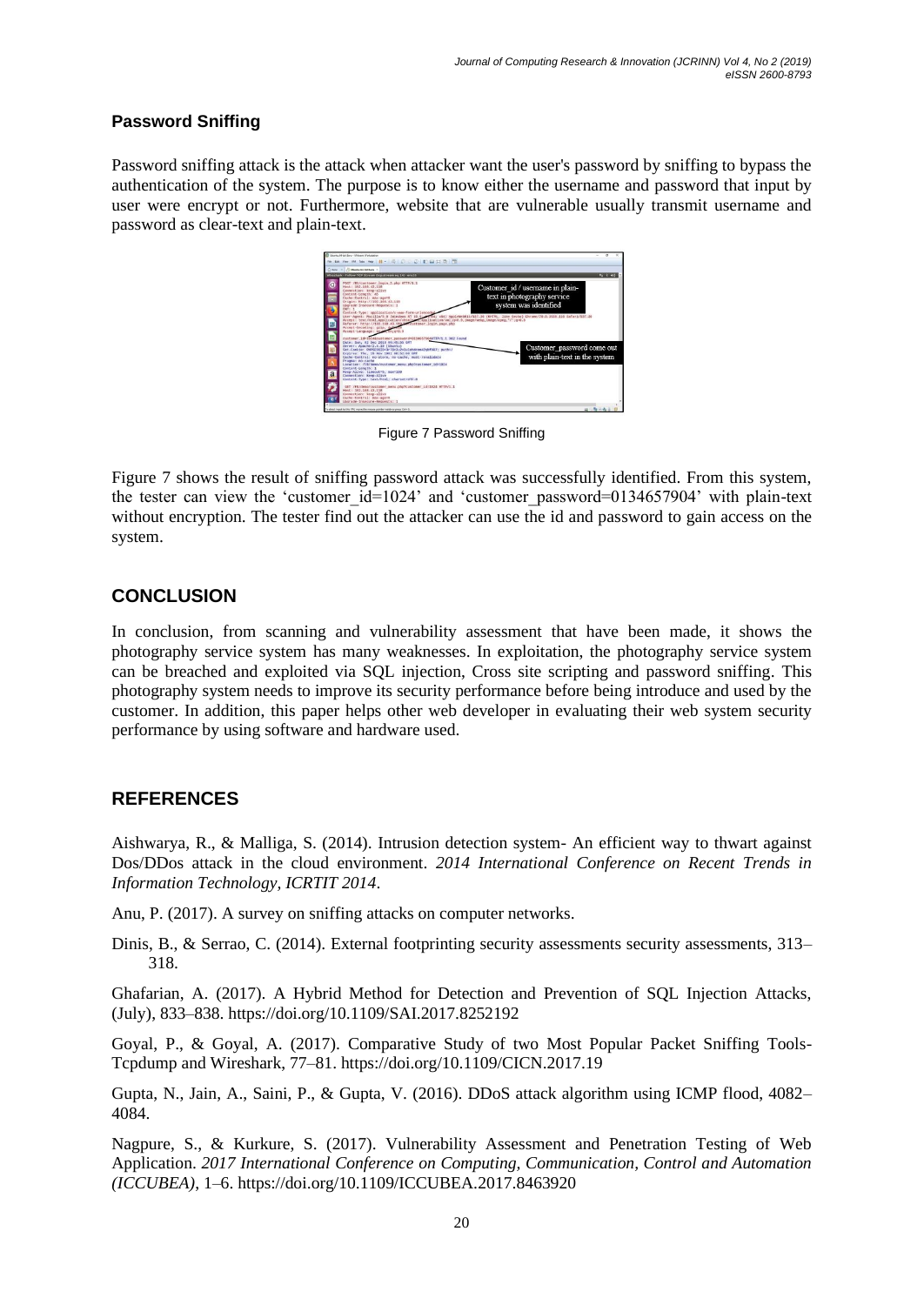### Password Sniffing

Password sniffing attack is the attack when attacker want the user's password by sniffing to bypass the authentication of the system. The purpose is to know either the username and password that input by user were encrypt or not. Furthermore, website that are vulnerable usually transmit username and password as clear-text and plain-text.

Customer_id / username in plain-text in photography service system was identified

Customer_password come out with plain-text in the system

Figure 7 Password Sniffing

Figure 7 shows the result of sniffing password attack was successfully identified. From this system, the tester can view the 'customer_id=1024' and 'customer_password=0134657904' with plain-text without encryption. The tester find out the attacker can use the id and password to gain access on the system.

## CONCLUSION

In conclusion, from scanning and vulnerability assessment that have been made, it shows the photography service system has many weaknesses. In exploitation, the photography service system can be breached and exploited via SQL injection, Cross site scripting and password sniffing. This photography system needs to improve its security performance before being introduce and used by the customer. In addition, this paper helps other web developer in evaluating their web system security performance by using software and hardware used.

## REFERENCES

Aishwarya, R., & Malliga, S. (2014). Intrusion detection system- An efficient way to thwart against Dos/DDos attack in the cloud environment. *2014 International Conference on Recent Trends in Information Technology, ICRTIT 2014*.

Anu, P. (2017). A survey on sniffing attacks on computer networks.

Dinis, B., & Serrao, C. (2014). External footprinting security assessments security assessments, 313–318.

Ghafarian, A. (2017). A Hybrid Method for Detection and Prevention of SQL Injection Attacks, (July), 833–838. https://doi.org/10.1109/SAI.2017.8252192

Goyal, P., & Goyal, A. (2017). Comparative Study of two Most Popular Packet Sniffing Tools-Tcpdump and Wireshark, 77–81. https://doi.org/10.1109/CICN.2017.19

Gupta, N., Jain, A., Saini, P., & Gupta, V. (2016). DDoS attack algorithm using ICMP flood, 4082–4084.

Nagpure, S., & Kurkure, S. (2017). Vulnerability Assessment and Penetration Testing of Web Application. *2017 International Conference on Computing, Communication, Control and Automation (ICCUBEA)*, 1–6. https://doi.org/10.1109/ICCUBEA.2017.8463920